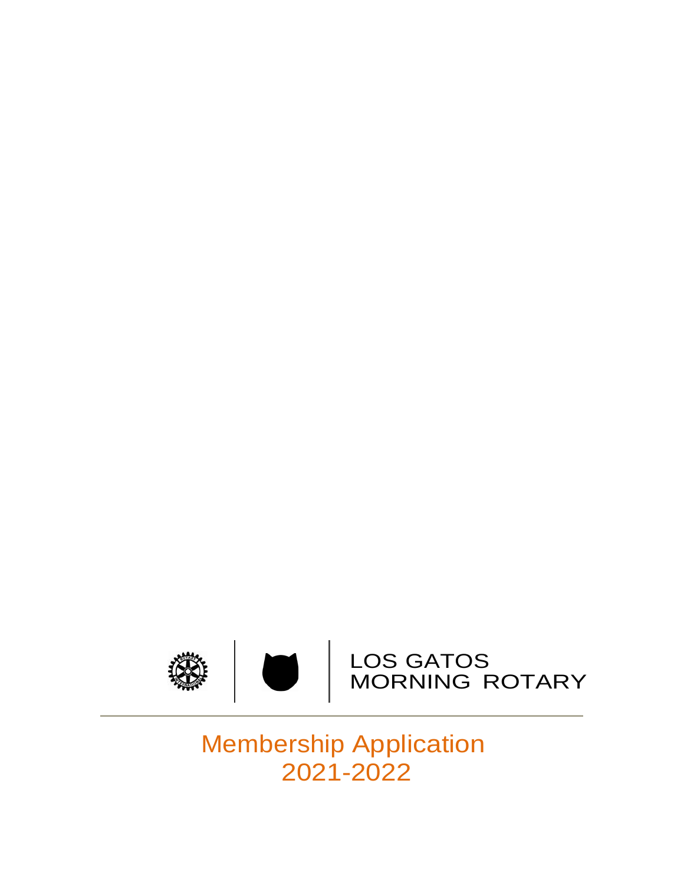LOS GATOS
MORNING ROTARY

# Membership Application
# 2021-2022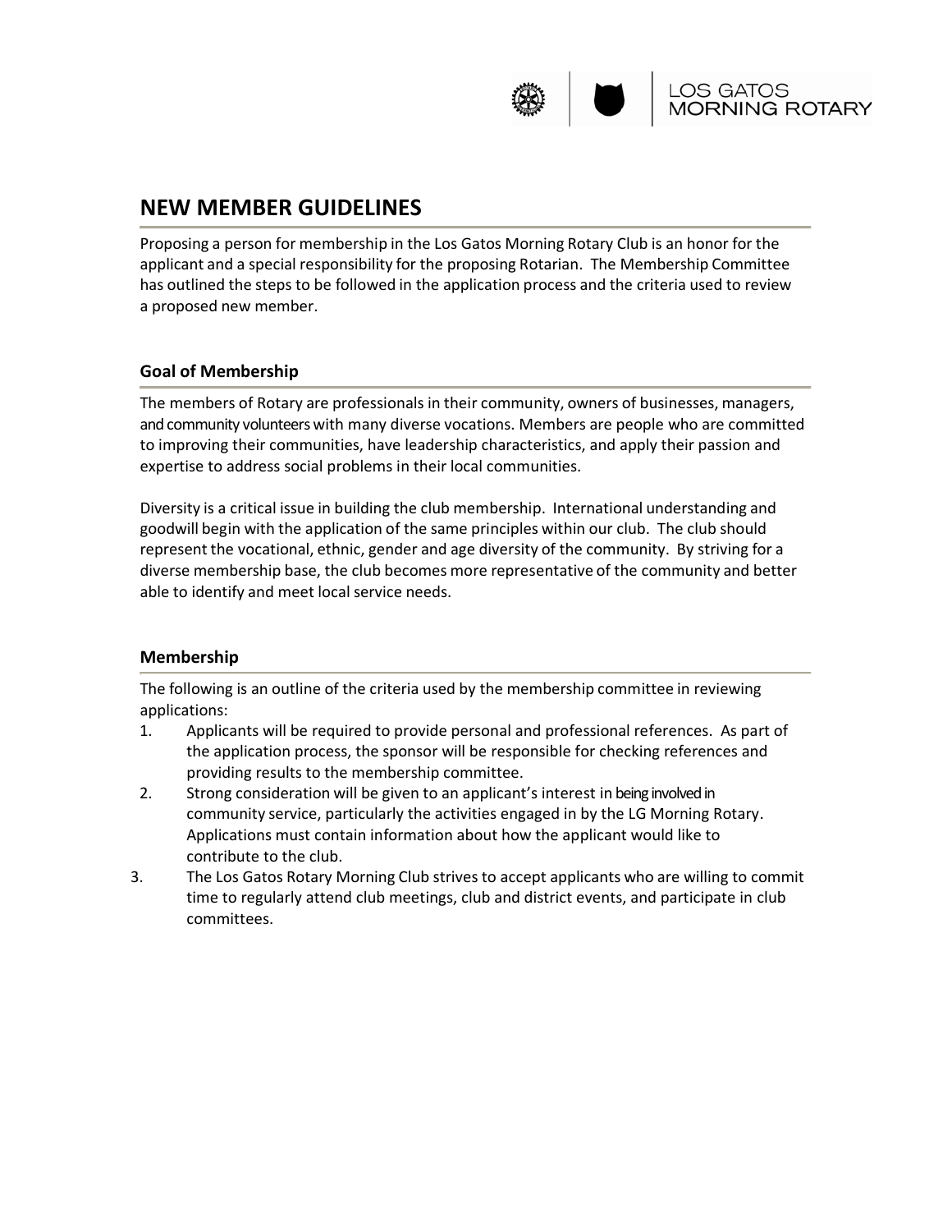# NEW MEMBER GUIDELINES

Proposing a person for membership in the Los Gatos Morning Rotary Club is an honor for the applicant and a special responsibility for the proposing Rotarian. The Membership Committee has outlined the steps to be followed in the application process and the criteria used to review a proposed new member.

## Goal of Membership

The members of Rotary are professionals in their community, owners of businesses, managers, and community volunteers with many diverse vocations. Members are people who are committed to improving their communities, have leadership characteristics, and apply their passion and expertise to address social problems in their local communities.

Diversity is a critical issue in building the club membership. International understanding and goodwill begin with the application of the same principles within our club. The club should represent the vocational, ethnic, gender and age diversity of the community. By striving for a diverse membership base, the club becomes more representative of the community and better able to identify and meet local service needs.

## Membership

The following is an outline of the criteria used by the membership committee in reviewing applications:

1. Applicants will be required to provide personal and professional references. As part of the application process, the sponsor will be responsible for checking references and providing results to the membership committee.
2. Strong consideration will be given to an applicant's interest in being involved in community service, particularly the activities engaged in by the LG Morning Rotary. Applications must contain information about how the applicant would like to contribute to the club.
3. The Los Gatos Rotary Morning Club strives to accept applicants who are willing to commit time to regularly attend club meetings, club and district events, and participate in club committees.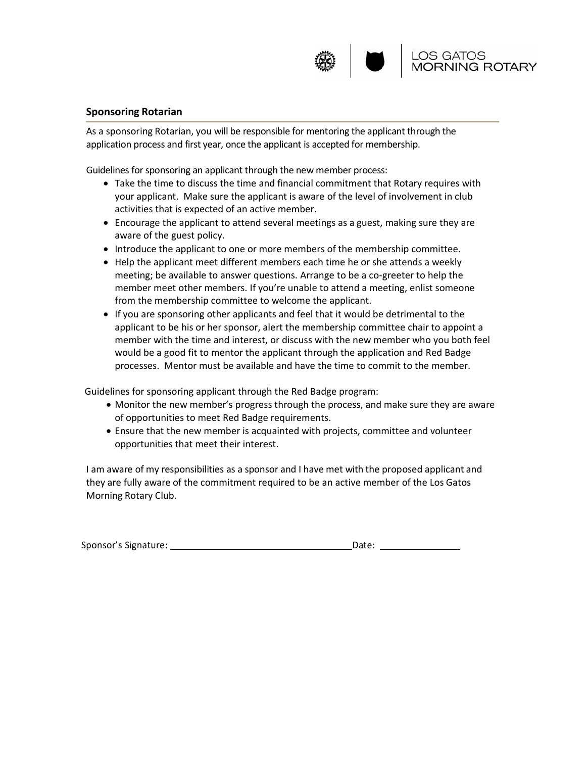## Sponsoring Rotarian

As a sponsoring Rotarian, you will be responsible for mentoring the applicant through the application process and first year, once the applicant is accepted for membership.

Guidelines for sponsoring an applicant through the new member process:

- Take the time to discuss the time and financial commitment that Rotary requires with your applicant. Make sure the applicant is aware of the level of involvement in club activities that is expected of an active member.
- Encourage the applicant to attend several meetings as a guest, making sure they are aware of the guest policy.
- Introduce the applicant to one or more members of the membership committee.
- Help the applicant meet different members each time he or she attends a weekly meeting; be available to answer questions. Arrange to be a co-greeter to help the member meet other members. If you're unable to attend a meeting, enlist someone from the membership committee to welcome the applicant.
- If you are sponsoring other applicants and feel that it would be detrimental to the applicant to be his or her sponsor, alert the membership committee chair to appoint a member with the time and interest, or discuss with the new member who you both feel would be a good fit to mentor the applicant through the application and Red Badge processes. Mentor must be available and have the time to commit to the member.

Guidelines for sponsoring applicant through the Red Badge program:

- Monitor the new member's progress through the process, and make sure they are aware of opportunities to meet Red Badge requirements.
- Ensure that the new member is acquainted with projects, committee and volunteer opportunities that meet their interest.

I am aware of my responsibilities as a sponsor and I have met with the proposed applicant and they are fully aware of the commitment required to be an active member of the Los Gatos Morning Rotary Club.

Sponsor's Signature: ___________________________________ Date: _______________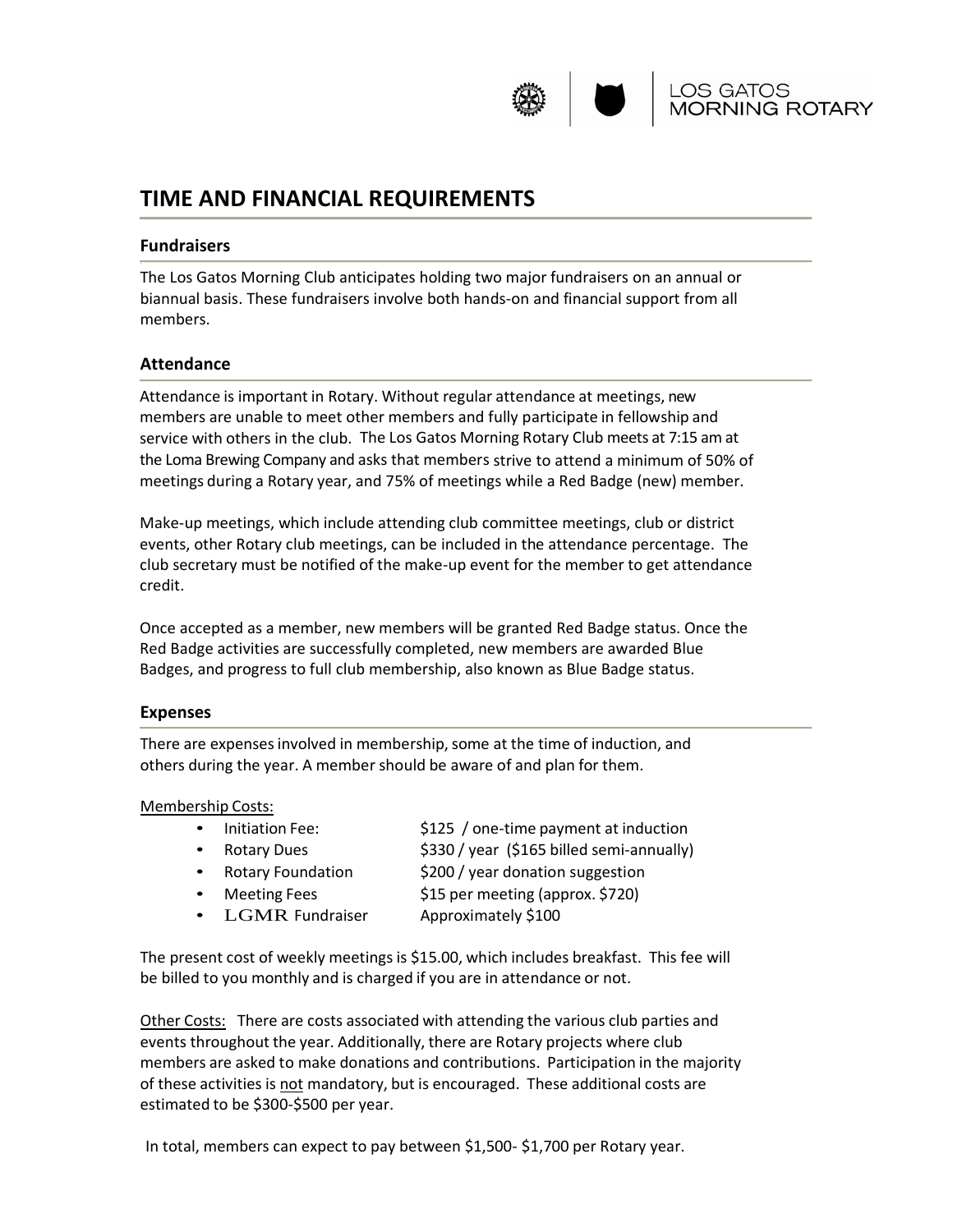# TIME AND FINANCIAL REQUIREMENTS

## Fundraisers

The Los Gatos Morning Club anticipates holding two major fundraisers on an annual or biannual basis. These fundraisers involve both hands-on and financial support from all members.

## Attendance

Attendance is important in Rotary. Without regular attendance at meetings, new members are unable to meet other members and fully participate in fellowship and service with others in the club. The Los Gatos Morning Rotary Club meets at 7:15 am at the Loma Brewing Company and asks that members strive to attend a minimum of 50% of meetings during a Rotary year, and 75% of meetings while a Red Badge (new) member.

Make-up meetings, which include attending club committee meetings, club or district events, other Rotary club meetings, can be included in the attendance percentage. The club secretary must be notified of the make-up event for the member to get attendance credit.

Once accepted as a member, new members will be granted Red Badge status. Once the Red Badge activities are successfully completed, new members are awarded Blue Badges, and progress to full club membership, also known as Blue Badge status.

## Expenses

There are expenses involved in membership, some at the time of induction, and others during the year. A member should be aware of and plan for them.

Membership Costs:

- Initiation Fee: $125 / one-time payment at induction
- Rotary Dues $330 / year ($165 billed semi-annually)
- Rotary Foundation $200 / year donation suggestion
- Meeting Fees $15 per meeting (approx. $720)
- LGMR Fundraiser Approximately $100

The present cost of weekly meetings is $15.00, which includes breakfast. This fee will be billed to you monthly and is charged if you are in attendance or not.

Other Costs: There are costs associated with attending the various club parties and events throughout the year. Additionally, there are Rotary projects where club members are asked to make donations and contributions. Participation in the majority of these activities is not mandatory, but is encouraged. These additional costs are estimated to be $300-$500 per year.

In total, members can expect to pay between $1,500- $1,700 per Rotary year.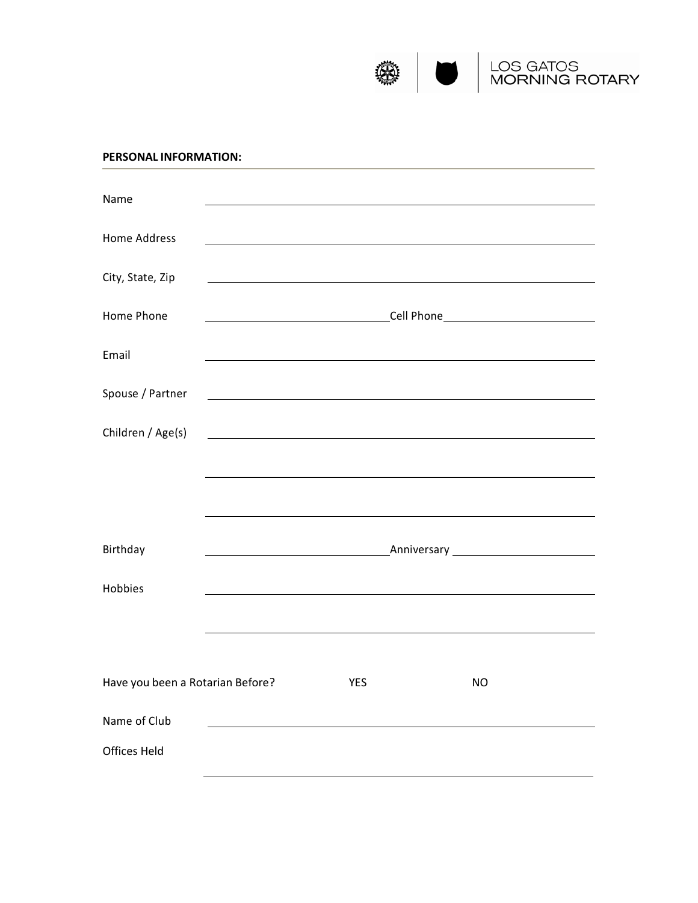LOS GATOS MORNING ROTARY

**PERSONAL INFORMATION:**

Name ______________________________________________

Home Address ______________________________________________

City, State, Zip ______________________________________________

Home Phone ____________________ Cell Phone ____________________

Email ______________________________________________

Spouse / Partner ______________________________________________

Children / Age(s) ______________________________________________

______________________________________________

______________________________________________

Birthday ____________________ Anniversary ____________________

Hobbies ______________________________________________

______________________________________________

Have you been a Rotarian Before? YES NO

Name of Club ______________________________________________

Offices Held

______________________________________________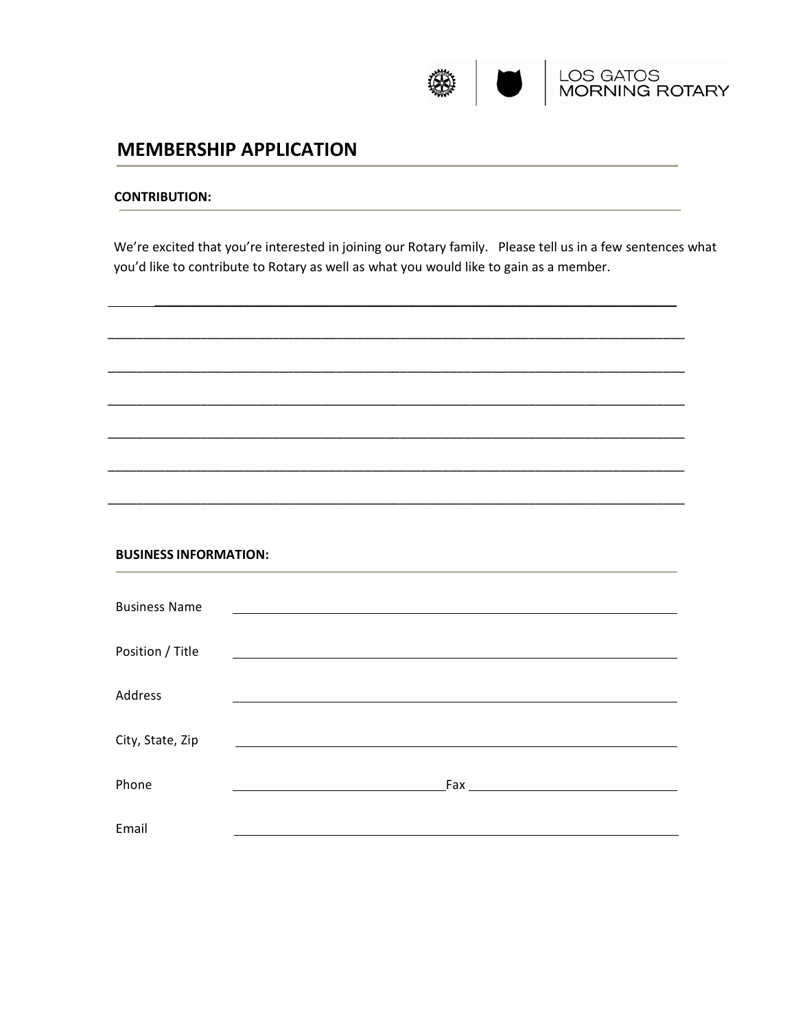LOS GATOS MORNING ROTARY

# MEMBERSHIP APPLICATION

**CONTRIBUTION:**

We're excited that you're interested in joining our Rotary family. Please tell us in a few sentences what you'd like to contribute to Rotary as well as what you would like to gain as a member.

______________________________________________________________________________

______________________________________________________________________________

______________________________________________________________________________

______________________________________________________________________________

______________________________________________________________________________

______________________________________________________________________________

______________________________________________________________________________

**BUSINESS INFORMATION:**

Business Name ______________________________________________

Position / Title ______________________________________________

Address ______________________________________________

City, State, Zip ______________________________________________

Phone ______________________ Fax ______________________

Email ______________________________________________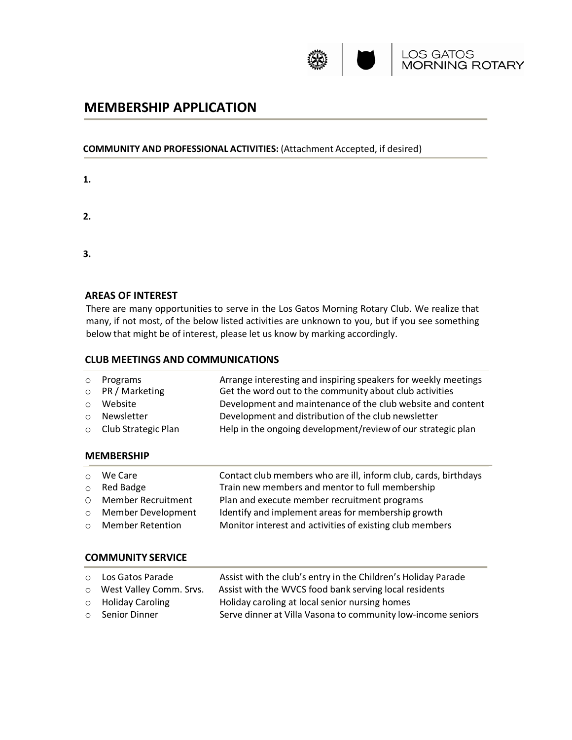## MEMBERSHIP APPLICATION

**COMMUNITY AND PROFESSIONAL ACTIVITIES:** (Attachment Accepted, if desired)

**1.**

**2.**

**3.**

### AREAS OF INTEREST

There are many opportunities to serve in the Los Gatos Morning Rotary Club. We realize that many, if not most, of the below listed activities are unknown to you, but if you see something below that might be of interest, please let us know by marking accordingly.

### CLUB MEETINGS AND COMMUNICATIONS

| | Area | Description |
|---|---|---|
| o | Programs | Arrange interesting and inspiring speakers for weekly meetings |
| o | PR / Marketing | Get the word out to the community about club activities |
| o | Website | Development and maintenance of the club website and content |
| o | Newsletter | Development and distribution of the club newsletter |
| o | Club Strategic Plan | Help in the ongoing development/review of our strategic plan |

### MEMBERSHIP

| | Area | Description |
|---|---|---|
| o | We Care | Contact club members who are ill, inform club, cards, birthdays |
| o | Red Badge | Train new members and mentor to full membership |
| O | Member Recruitment | Plan and execute member recruitment programs |
| o | Member Development | Identify and implement areas for membership growth |
| o | Member Retention | Monitor interest and activities of existing club members |

### COMMUNITY SERVICE

| | Area | Description |
|---|---|---|
| o | Los Gatos Parade | Assist with the club's entry in the Children's Holiday Parade |
| o | West Valley Comm. Srvs. | Assist with the WVCS food bank serving local residents |
| o | Holiday Caroling | Holiday caroling at local senior nursing homes |
| o | Senior Dinner | Serve dinner at Villa Vasona to community low-income seniors |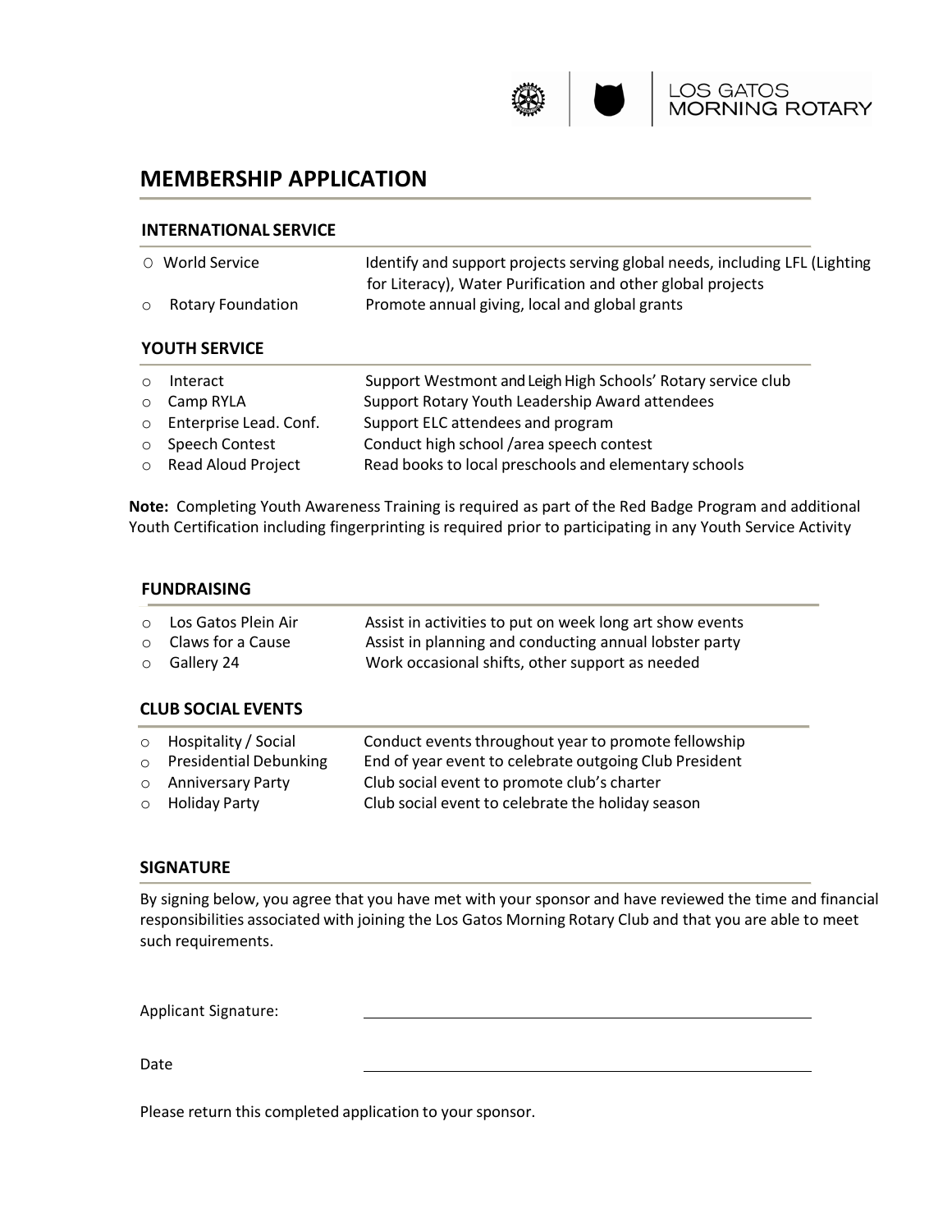LOS GATOS MORNING ROTARY

# MEMBERSHIP APPLICATION

## INTERNATIONAL SERVICE

| | |
|---|---|
| ○ World Service | Identify and support projects serving global needs, including LFL (Lighting for Literacy), Water Purification and other global projects |
| ○ Rotary Foundation | Promote annual giving, local and global grants |

## YOUTH SERVICE

| | |
|---|---|
| ○ Interact | Support Westmont and Leigh High Schools' Rotary service club |
| ○ Camp RYLA | Support Rotary Youth Leadership Award attendees |
| ○ Enterprise Lead. Conf. | Support ELC attendees and program |
| ○ Speech Contest | Conduct high school /area speech contest |
| ○ Read Aloud Project | Read books to local preschools and elementary schools |

**Note:** Completing Youth Awareness Training is required as part of the Red Badge Program and additional Youth Certification including fingerprinting is required prior to participating in any Youth Service Activity

## FUNDRAISING

| | |
|---|---|
| ○ Los Gatos Plein Air | Assist in activities to put on week long art show events |
| ○ Claws for a Cause | Assist in planning and conducting annual lobster party |
| ○ Gallery 24 | Work occasional shifts, other support as needed |

## CLUB SOCIAL EVENTS

| | |
|---|---|
| ○ Hospitality / Social | Conduct events throughout year to promote fellowship |
| ○ Presidential Debunking | End of year event to celebrate outgoing Club President |
| ○ Anniversary Party | Club social event to promote club's charter |
| ○ Holiday Party | Club social event to celebrate the holiday season |

## SIGNATURE

By signing below, you agree that you have met with your sponsor and have reviewed the time and financial responsibilities associated with joining the Los Gatos Morning Rotary Club and that you are able to meet such requirements.

Applicant Signature: ______________________________

Date ______________________________

Please return this completed application to your sponsor.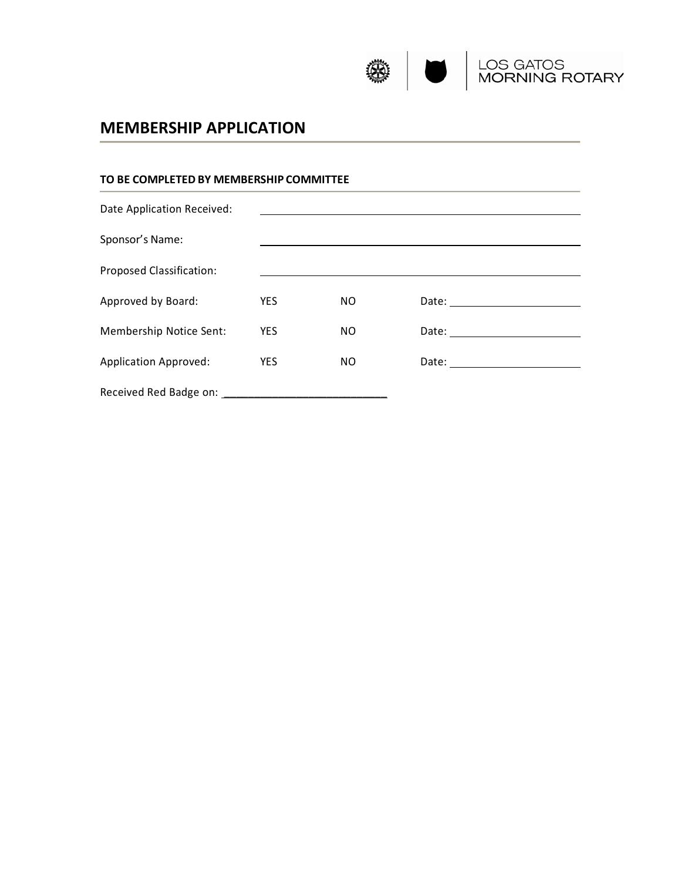LOS GATOS MORNING ROTARY

# MEMBERSHIP APPLICATION

**TO BE COMPLETED BY MEMBERSHIP COMMITTEE**

Date Application Received: ______________________________

Sponsor's Name: ______________________________

Proposed Classification: ______________________________

Approved by Board: YES NO Date: ______________

Membership Notice Sent: YES NO Date: ______________

Application Approved: YES NO Date: ______________

Received Red Badge on: ___________________________